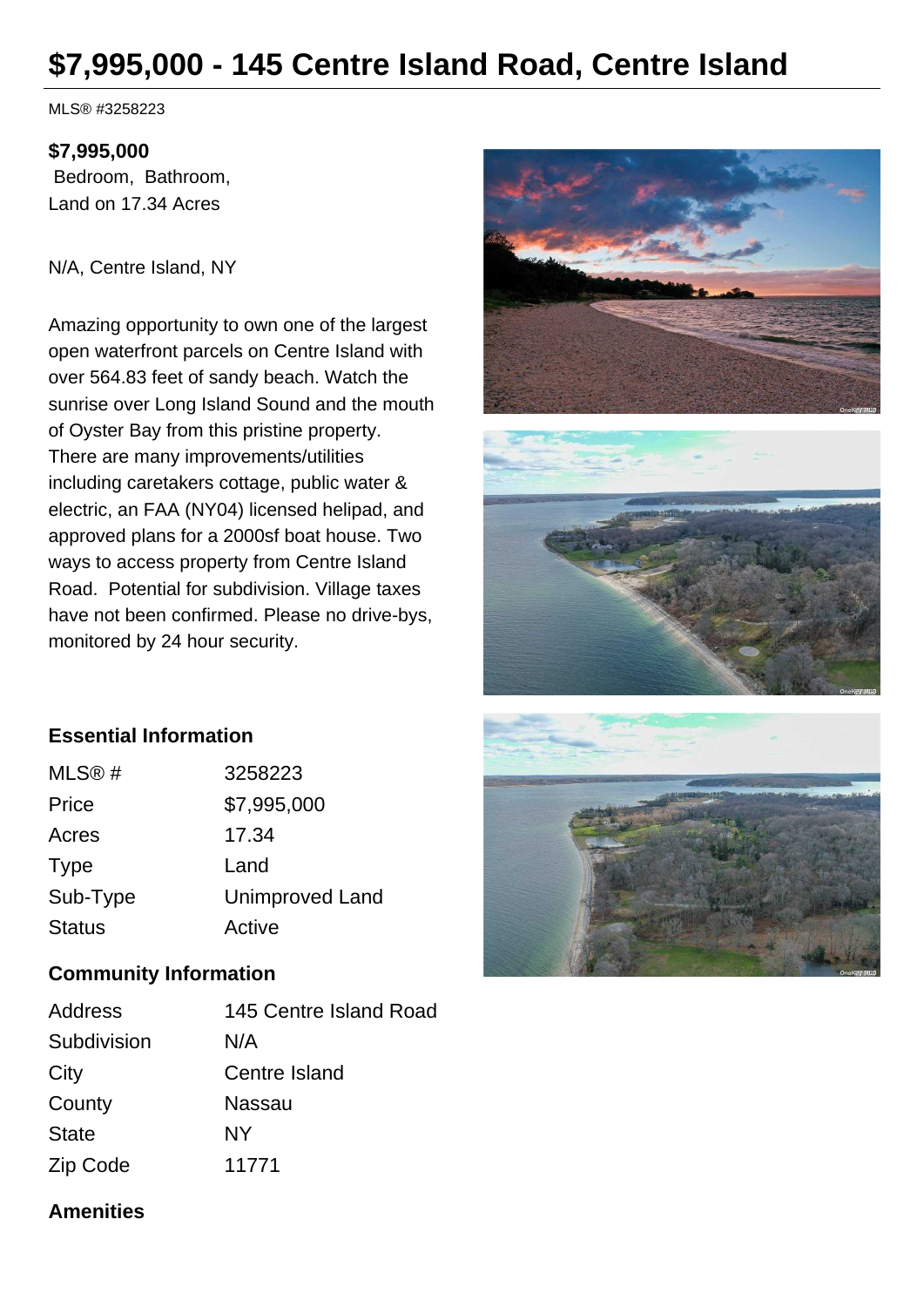# $7,995,000 - 145 Centre Island Road, Centre Island

MLS® #3258223

**$7,995,000**
Bedroom, Bathroom,
Land on 17.34 Acres

N/A, Centre Island, NY

Amazing opportunity to own one of the largest open waterfront parcels on Centre Island with over 564.83 feet of sandy beach. Watch the sunrise over Long Island Sound and the mouth of Oyster Bay from this pristine property. There are many improvements/utilities including caretakers cottage, public water & electric, an FAA (NY04) licensed helipad, and approved plans for a 2000sf boat house. Two ways to access property from Centre Island Road. Potential for subdivision. Village taxes have not been confirmed. Please no drive-bys, monitored by 24 hour security.

## Essential Information

| | |
|---|---|
| MLS® # | 3258223 |
| Price | $7,995,000 |
| Acres | 17.34 |
| Type | Land |
| Sub-Type | Unimproved Land |
| Status | Active |

## Community Information

| | |
|---|---|
| Address | 145 Centre Island Road |
| Subdivision | N/A |
| City | Centre Island |
| County | Nassau |
| State | NY |
| Zip Code | 11771 |

## Amenities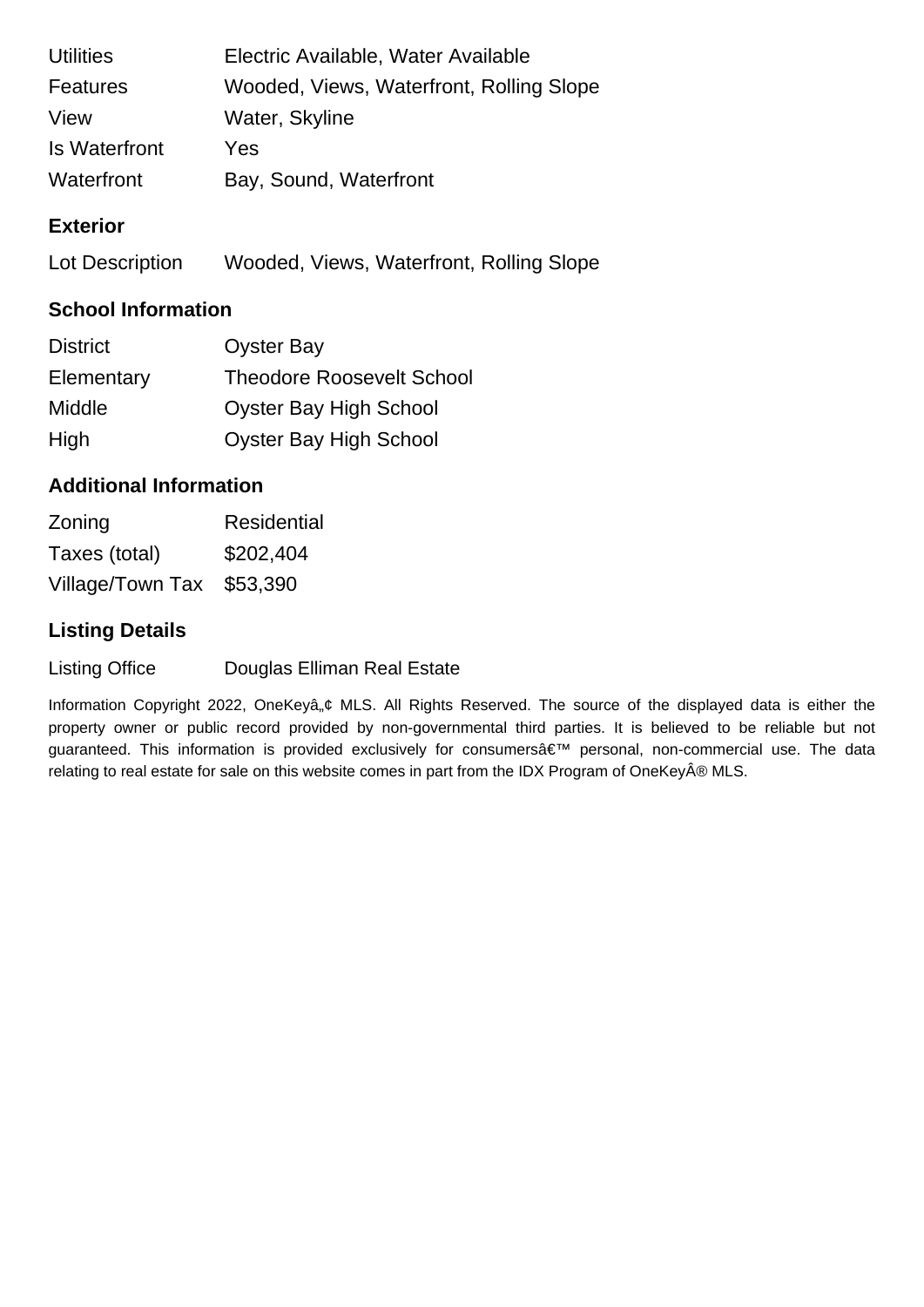| | |
|---|---|
| Utilities | Electric Available, Water Available |
| Features | Wooded, Views, Waterfront, Rolling Slope |
| View | Water, Skyline |
| Is Waterfront | Yes |
| Waterfront | Bay, Sound, Waterfront |

## Exterior

| | |
|---|---|
| Lot Description | Wooded, Views, Waterfront, Rolling Slope |

## School Information

| | |
|---|---|
| District | Oyster Bay |
| Elementary | Theodore Roosevelt School |
| Middle | Oyster Bay High School |
| High | Oyster Bay High School |

## Additional Information

| | |
|---|---|
| Zoning | Residential |
| Taxes (total) | $202,404 |
| Village/Town Tax | $53,390 |

## Listing Details

| | |
|---|---|
| Listing Office | Douglas Elliman Real Estate |

Information Copyright 2022, OneKeyâ„¢ MLS. All Rights Reserved. The source of the displayed data is either the property owner or public record provided by non-governmental third parties. It is believed to be reliable but not guaranteed. This information is provided exclusively for consumersâ€™ personal, non-commercial use. The data relating to real estate for sale on this website comes in part from the IDX Program of OneKeyÂ® MLS.